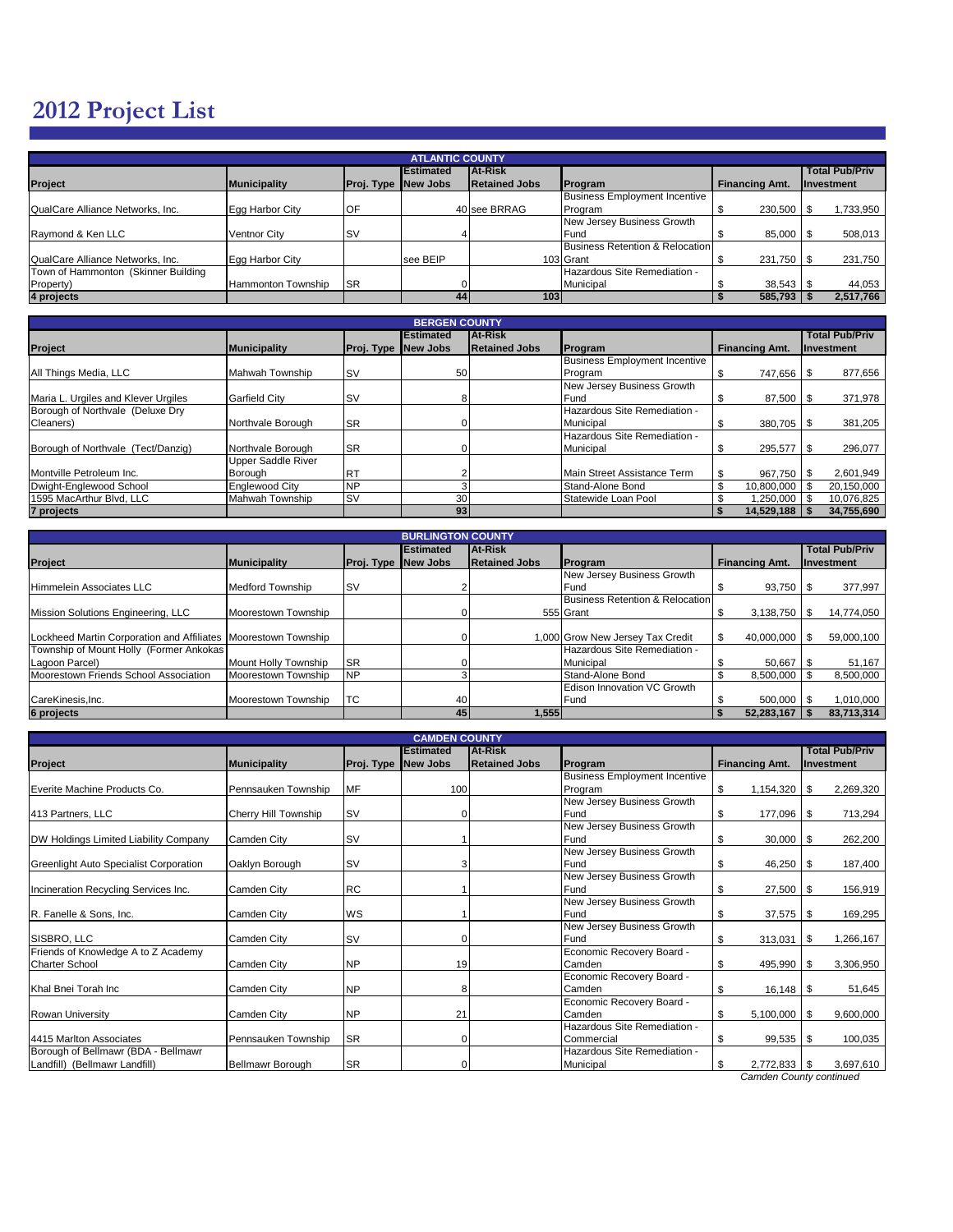# 2012 Project List

| ATLANTIC COUNTY | | | | | | | |
|---|---|---|---|---|---|---|---|
| **Project** | **Municipality** | **Proj. Type** | **Estimated New Jobs** | **At-Risk Retained Jobs** | **Program** | **Financing Amt.** | **Total Pub/Priv Investment** |
| QualCare Alliance Networks, Inc. | Egg Harbor City | OF | 40 | see BRRAG | Business Employment Incentive Program | $ 230,500 | $ 1,733,950 |
| Raymond & Ken LLC | Ventnor City | SV | 4 | | New Jersey Business Growth Fund | $ 85,000 | $ 508,013 |
| QualCare Alliance Networks, Inc. | Egg Harbor City | | see BEIP | 103 | Business Retention & Relocation Grant | $ 231,750 | $ 231,750 |
| Town of Hammonton (Skinner Building Property) | Hammonton Township | SR | 0 | | Hazardous Site Remediation - Municipal | $ 38,543 | $ 44,053 |
| **4 projects** | | | **44** | **103** | | **$ 585,793** | **$ 2,517,766** |

| BERGEN COUNTY | | | | | | | |
|---|---|---|---|---|---|---|---|
| **Project** | **Municipality** | **Proj. Type** | **Estimated New Jobs** | **At-Risk Retained Jobs** | **Program** | **Financing Amt.** | **Total Pub/Priv Investment** |
| All Things Media, LLC | Mahwah Township | SV | 50 | | Business Employment Incentive Program | $ 747,656 | $ 877,656 |
| Maria L. Urgiles and Klever Urgiles | Garfield City | SV | 8 | | New Jersey Business Growth Fund | $ 87,500 | $ 371,978 |
| Borough of Northvale (Deluxe Dry Cleaners) | Northvale Borough | SR | 0 | | Hazardous Site Remediation - Municipal | $ 380,705 | $ 381,205 |
| Borough of Northvale (Tect/Danzig) | Northvale Borough | SR | 0 | | Hazardous Site Remediation - Municipal | $ 295,577 | $ 296,077 |
| Montville Petroleum Inc. | Upper Saddle River Borough | RT | 2 | | Main Street Assistance Term | $ 967,750 | $ 2,601,949 |
| Dwight-Englewood School | Englewood City | NP | 3 | | Stand-Alone Bond | $ 10,800,000 | $ 20,150,000 |
| 1595 MacArthur Blvd, LLC | Mahwah Township | SV | 30 | | Statewide Loan Pool | $ 1,250,000 | $ 10,076,825 |
| **7 projects** | | | **93** | | | **$ 14,529,188** | **$ 34,755,690** |

| BURLINGTON COUNTY | | | | | | | |
|---|---|---|---|---|---|---|---|
| **Project** | **Municipality** | **Proj. Type** | **Estimated New Jobs** | **At-Risk Retained Jobs** | **Program** | **Financing Amt.** | **Total Pub/Priv Investment** |
| Himmelein Associates LLC | Medford Township | SV | 2 | | New Jersey Business Growth Fund | $ 93,750 | $ 377,997 |
| Mission Solutions Engineering, LLC | Moorestown Township | | 0 | 555 | Business Retention & Relocation Grant | $ 3,138,750 | $ 14,774,050 |
| Lockheed Martin Corporation and Affiliates | Moorestown Township | | 0 | 1,000 | Grow New Jersey Tax Credit | $ 40,000,000 | $ 59,000,100 |
| Township of Mount Holly (Former Ankokas Lagoon Parcel) | Mount Holly Township | SR | 0 | | Hazardous Site Remediation - Municipal | $ 50,667 | $ 51,167 |
| Moorestown Friends School Association | Moorestown Township | NP | 3 | | Stand-Alone Bond | $ 8,500,000 | $ 8,500,000 |
| CareKinesis,Inc. | Moorestown Township | TC | 40 | | Edison Innovation VC Growth Fund | $ 500,000 | $ 1,010,000 |
| **6 projects** | | | **45** | **1,555** | | **$ 52,283,167** | **$ 83,713,314** |

| CAMDEN COUNTY | | | | | | | |
|---|---|---|---|---|---|---|---|
| **Project** | **Municipality** | **Proj. Type** | **Estimated New Jobs** | **At-Risk Retained Jobs** | **Program** | **Financing Amt.** | **Total Pub/Priv Investment** |
| Everite Machine Products Co. | Pennsauken Township | MF | 100 | | Business Employment Incentive Program | $ 1,154,320 | $ 2,269,320 |
| 413 Partners, LLC | Cherry Hill Township | SV | 0 | | New Jersey Business Growth Fund | $ 177,096 | $ 713,294 |
| DW Holdings Limited Liability Company | Camden City | SV | 1 | | New Jersey Business Growth Fund | $ 30,000 | $ 262,200 |
| Greenlight Auto Specialist Corporation | Oaklyn Borough | SV | 3 | | New Jersey Business Growth Fund | $ 46,250 | $ 187,400 |
| Incineration Recycling Services Inc. | Camden City | RC | 1 | | New Jersey Business Growth Fund | $ 27,500 | $ 156,919 |
| R. Fanelle & Sons, Inc. | Camden City | WS | 1 | | New Jersey Business Growth Fund | $ 37,575 | $ 169,295 |
| SISBRO, LLC | Camden City | SV | 0 | | New Jersey Business Growth Fund | $ 313,031 | $ 1,266,167 |
| Friends of Knowledge A to Z Academy Charter School | Camden City | NP | 19 | | Economic Recovery Board - Camden | $ 495,990 | $ 3,306,950 |
| Khal Bnei Torah Inc | Camden City | NP | 8 | | Economic Recovery Board - Camden | $ 16,148 | $ 51,645 |
| Rowan University | Camden City | NP | 21 | | Economic Recovery Board - Camden | $ 5,100,000 | $ 9,600,000 |
| 4415 Marlton Associates | Pennsauken Township | SR | 0 | | Hazardous Site Remediation - Commercial | $ 99,535 | $ 100,035 |
| Borough of Bellmawr (BDA - Bellmawr Landfill) (Bellmawr Landfill) | Bellmawr Borough | SR | 0 | | Hazardous Site Remediation - Municipal | $ 2,772,833 | $ 3,697,610 |

*Camden County continued*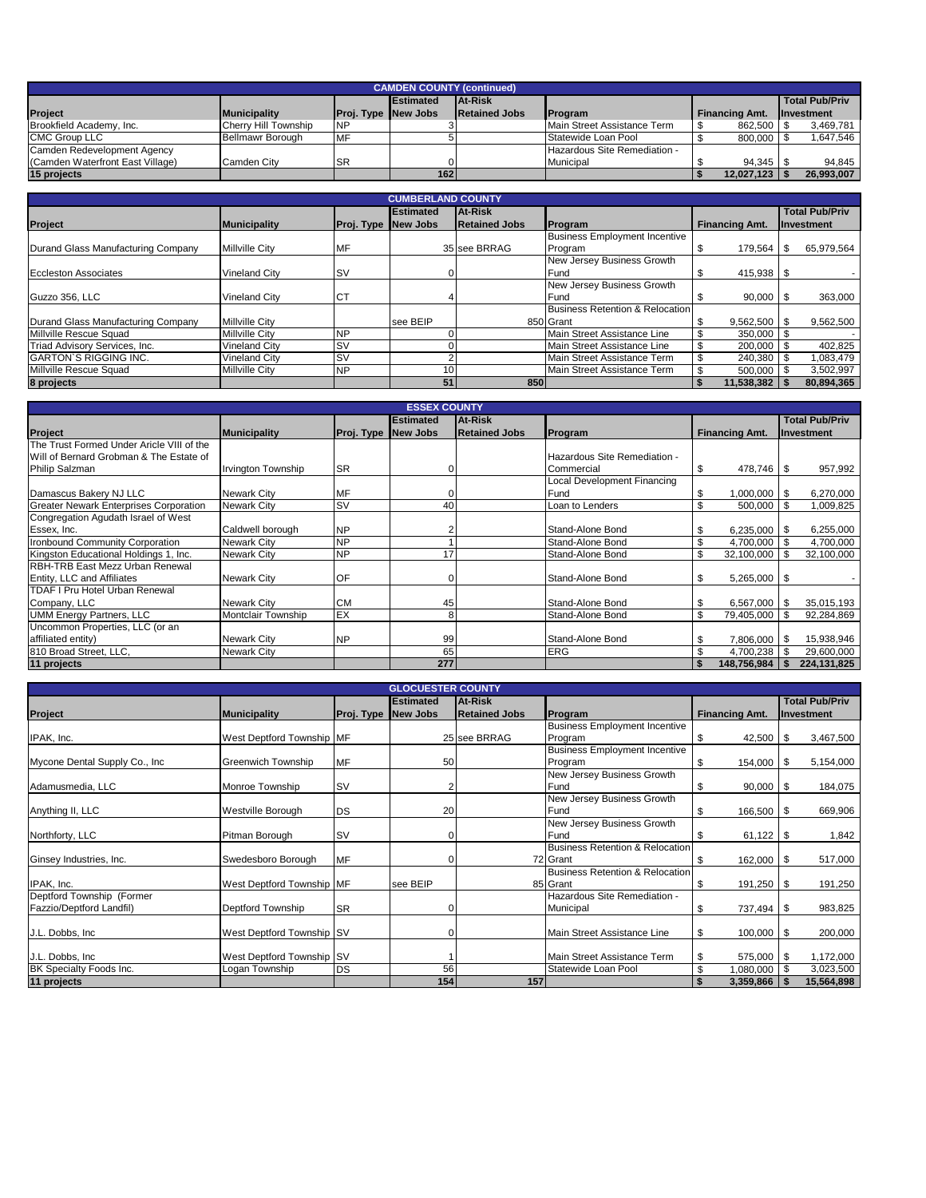## CAMDEN COUNTY (continued)

| Project | Municipality | Proj. Type | Estimated New Jobs | At-Risk Retained Jobs | Program | Financing Amt. | Total Pub/Priv Investment |
|---|---|---|---|---|---|---|---|
| Brookfield Academy, Inc. | Cherry Hill Township | NP | 3 | | Main Street Assistance Term | $ 862,500 | $ 3,469,781 |
| CMC Group LLC | Bellmawr Borough | MF | 5 | | Statewide Loan Pool | $ 800,000 | $ 1,647,546 |
| Camden Redevelopment Agency (Camden Waterfront East Village) | Camden City | SR | 0 | | Hazardous Site Remediation - Municipal | $ 94,345 | $ 94,845 |
| **15 projects** | | | **162** | | | **$ 12,027,123** | **$ 26,993,007** |

## CUMBERLAND COUNTY

| Project | Municipality | Proj. Type | Estimated New Jobs | At-Risk Retained Jobs | Program | Financing Amt. | Total Pub/Priv Investment |
|---|---|---|---|---|---|---|---|
| Durand Glass Manufacturing Company | Millville City | MF | 35 | see BRRAG | Business Employment Incentive Program | $ 179,564 | $ 65,979,564 |
| Eccleston Associates | Vineland City | SV | 0 | | New Jersey Business Growth Fund | $ 415,938 | $ - |
| Guzzo 356, LLC | Vineland City | CT | 4 | | New Jersey Business Growth Fund | $ 90,000 | $ 363,000 |
| Durand Glass Manufacturing Company | Millville City | | see BEIP | 850 | Business Retention & Relocation Grant | $ 9,562,500 | $ 9,562,500 |
| Millville Rescue Squad | Millville City | NP | 0 | | Main Street Assistance Line | $ 350,000 | $ - |
| Triad Advisory Services, Inc. | Vineland City | SV | 0 | | Main Street Assistance Line | $ 200,000 | $ 402,825 |
| GARTON`S RIGGING INC. | Vineland City | SV | 2 | | Main Street Assistance Term | $ 240,380 | $ 1,083,479 |
| Millville Rescue Squad | Millville City | NP | 10 | | Main Street Assistance Term | $ 500,000 | $ 3,502,997 |
| **8 projects** | | | **51** | **850** | | **$ 11,538,382** | **$ 80,894,365** |

## ESSEX COUNTY

| Project | Municipality | Proj. Type | Estimated New Jobs | At-Risk Retained Jobs | Program | Financing Amt. | Total Pub/Priv Investment |
|---|---|---|---|---|---|---|---|
| The Trust Formed Under Aricle VIII of the Will of Bernard Grobman & The Estate of Philip Salzman | Irvington Township | SR | 0 | | Hazardous Site Remediation - Commercial | $ 478,746 | $ 957,992 |
| Damascus Bakery NJ LLC | Newark City | MF | 0 | | Local Development Financing Fund | $ 1,000,000 | $ 6,270,000 |
| Greater Newark Enterprises Corporation | Newark City | SV | 40 | | Loan to Lenders | $ 500,000 | $ 1,009,825 |
| Congregation Agudath Israel of West Essex, Inc. | Caldwell borough | NP | 2 | | Stand-Alone Bond | $ 6,235,000 | $ 6,255,000 |
| Ironbound Community Corporation | Newark City | NP | 1 | | Stand-Alone Bond | $ 4,700,000 | $ 4,700,000 |
| Kingston Educational Holdings 1, Inc. | Newark City | NP | 17 | | Stand-Alone Bond | $ 32,100,000 | $ 32,100,000 |
| RBH-TRB East Mezz Urban Renewal Entity, LLC and Affiliates | Newark City | OF | 0 | | Stand-Alone Bond | $ 5,265,000 | $ - |
| TDAF I Pru Hotel Urban Renewal Company, LLC | Newark City | CM | 45 | | Stand-Alone Bond | $ 6,567,000 | $ 35,015,193 |
| UMM Energy Partners, LLC | Montclair Township | EX | 8 | | Stand-Alone Bond | $ 79,405,000 | $ 92,284,869 |
| Uncommon Properties, LLC (or an affiliated entity) | Newark City | NP | 99 | | Stand-Alone Bond | $ 7,806,000 | $ 15,938,946 |
| 810 Broad Street, LLC, | Newark City | | 65 | | ERG | $ 4,700,238 | $ 29,600,000 |
| **11 projects** | | | **277** | | | **$ 148,756,984** | **$ 224,131,825** |

## GLOCUESTER COUNTY

| Project | Municipality | Proj. Type | Estimated New Jobs | At-Risk Retained Jobs | Program | Financing Amt. | Total Pub/Priv Investment |
|---|---|---|---|---|---|---|---|
| IPAK, Inc. | West Deptford Township | MF | 25 | see BRRAG | Business Employment Incentive Program | $ 42,500 | $ 3,467,500 |
| Mycone Dental Supply Co., Inc | Greenwich Township | MF | 50 | | Business Employment Incentive Program | $ 154,000 | $ 5,154,000 |
| Adamusmedia, LLC | Monroe Township | SV | 2 | | New Jersey Business Growth Fund | $ 90,000 | $ 184,075 |
| Anything II, LLC | Westville Borough | DS | 20 | | New Jersey Business Growth Fund | $ 166,500 | $ 669,906 |
| Northforty, LLC | Pitman Borough | SV | 0 | | New Jersey Business Growth Fund | $ 61,122 | $ 1,842 |
| Ginsey Industries, Inc. | Swedesboro Borough | MF | 0 | 72 | Business Retention & Relocation Grant | $ 162,000 | $ 517,000 |
| IPAK, Inc. | West Deptford Township | MF | see BEIP | 85 | Business Retention & Relocation Grant | $ 191,250 | $ 191,250 |
| Deptford Township (Former Fazzio/Deptford Landfil) | Deptford Township | SR | 0 | | Hazardous Site Remediation - Municipal | $ 737,494 | $ 983,825 |
| J.L. Dobbs, Inc | West Deptford Township | SV | 0 | | Main Street Assistance Line | $ 100,000 | $ 200,000 |
| J.L. Dobbs, Inc | West Deptford Township | SV | 1 | | Main Street Assistance Term | $ 575,000 | $ 1,172,000 |
| BK Specialty Foods Inc. | Logan Township | DS | 56 | | Statewide Loan Pool | $ 1,080,000 | $ 3,023,500 |
| **11 projects** | | | **154** | **157** | | **$ 3,359,866** | **$ 15,564,898** |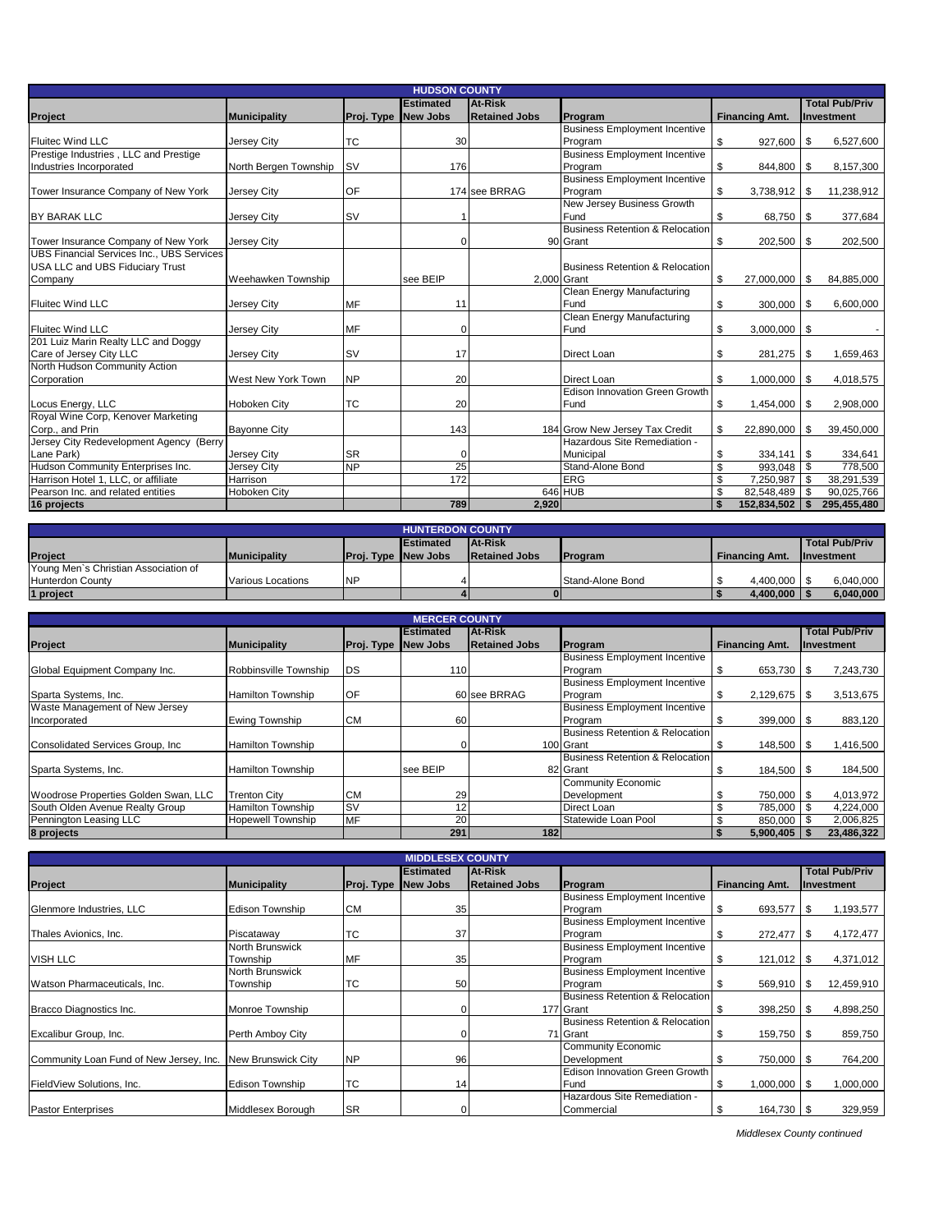## HUDSON COUNTY

| Project | Municipality | Proj. Type | Estimated New Jobs | At-Risk Retained Jobs | Program | Financing Amt. | Total Pub/Priv Investment |
|---|---|---|---|---|---|---|---|
| Fluitec Wind LLC | Jersey City | TC | 30 | | Business Employment Incentive Program | $ 927,600 | $ 6,527,600 |
| Prestige Industries , LLC and Prestige Industries Incorporated | North Bergen Township | SV | 176 | | Business Employment Incentive Program | $ 844,800 | $ 8,157,300 |
| Tower Insurance Company of New York | Jersey City | OF | 174 | see BRRAG | Business Employment Incentive Program | $ 3,738,912 | $ 11,238,912 |
| BY BARAK LLC | Jersey City | SV | 1 | | New Jersey Business Growth Fund | $ 68,750 | $ 377,684 |
| Tower Insurance Company of New York | Jersey City | | 0 | 90 | Business Retention & Relocation Grant | $ 202,500 | $ 202,500 |
| UBS Financial Services Inc., UBS Services USA LLC and UBS Fiduciary Trust Company | Weehawken Township | | see BEIP | 2,000 | Business Retention & Relocation Grant | $ 27,000,000 | $ 84,885,000 |
| Fluitec Wind LLC | Jersey City | MF | 11 | | Clean Energy Manufacturing Fund | $ 300,000 | $ 6,600,000 |
| Fluitec Wind LLC | Jersey City | MF | 0 | | Clean Energy Manufacturing Fund | $ 3,000,000 | $ - |
| 201 Luiz Marin Realty LLC and Doggy Care of Jersey City LLC | Jersey City | SV | 17 | | Direct Loan | $ 281,275 | $ 1,659,463 |
| North Hudson Community Action Corporation | West New York Town | NP | 20 | | Direct Loan | $ 1,000,000 | $ 4,018,575 |
| Locus Energy, LLC | Hoboken City | TC | 20 | | Edison Innovation Green Growth Fund | $ 1,454,000 | $ 2,908,000 |
| Royal Wine Corp, Kenover Marketing Corp., and Prin | Bayonne City | | 143 | 184 | Grow New Jersey Tax Credit | $ 22,890,000 | $ 39,450,000 |
| Jersey City Redevelopment Agency (Berry Lane Park) | Jersey City | SR | 0 | | Hazardous Site Remediation - Municipal | $ 334,141 | $ 334,641 |
| Hudson Community Enterprises Inc. | Jersey City | NP | 25 | | Stand-Alone Bond | $ 993,048 | $ 778,500 |
| Harrison Hotel 1, LLC, or affiliate | Harrison | | 172 | | ERG | $ 7,250,987 | $ 38,291,539 |
| Pearson Inc. and related entities | Hoboken City | | | 646 | HUB | $ 82,548,489 | $ 90,025,766 |
| **16 projects** | | | **789** | **2,920** | | **$ 152,834,502** | **$ 295,455,480** |

## HUNTERDON COUNTY

| Project | Municipality | Proj. Type | Estimated New Jobs | At-Risk Retained Jobs | Program | Financing Amt. | Total Pub/Priv Investment |
|---|---|---|---|---|---|---|---|
| Young Men`s Christian Association of Hunterdon County | Various Locations | NP | 4 | | Stand-Alone Bond | $ 4,400,000 | $ 6,040,000 |
| **1 project** | | | **4** | **0** | | **$ 4,400,000** | **$ 6,040,000** |

## MERCER COUNTY

| Project | Municipality | Proj. Type | Estimated New Jobs | At-Risk Retained Jobs | Program | Financing Amt. | Total Pub/Priv Investment |
|---|---|---|---|---|---|---|---|
| Global Equipment Company Inc. | Robbinsville Township | DS | 110 | | Business Employment Incentive Program | $ 653,730 | $ 7,243,730 |
| Sparta Systems, Inc. | Hamilton Township | OF | 60 | see BRRAG | Business Employment Incentive Program | $ 2,129,675 | $ 3,513,675 |
| Waste Management of New Jersey Incorporated | Ewing Township | CM | 60 | | Business Employment Incentive Program | $ 399,000 | $ 883,120 |
| Consolidated Services Group, Inc | Hamilton Township | | 0 | 100 | Business Retention & Relocation Grant | $ 148,500 | $ 1,416,500 |
| Sparta Systems, Inc. | Hamilton Township | | see BEIP | 82 | Business Retention & Relocation Grant | $ 184,500 | $ 184,500 |
| Woodrose Properties Golden Swan, LLC | Trenton City | CM | 29 | | Community Economic Development | $ 750,000 | $ 4,013,972 |
| South Olden Avenue Realty Group | Hamilton Township | SV | 12 | | Direct Loan | $ 785,000 | $ 4,224,000 |
| Pennington Leasing LLC | Hopewell Township | MF | 20 | | Statewide Loan Pool | $ 850,000 | $ 2,006,825 |
| **8 projects** | | | **291** | **182** | | **$ 5,900,405** | **$ 23,486,322** |

## MIDDLESEX COUNTY

| Project | Municipality | Proj. Type | Estimated New Jobs | At-Risk Retained Jobs | Program | Financing Amt. | Total Pub/Priv Investment |
|---|---|---|---|---|---|---|---|
| Glenmore Industries, LLC | Edison Township | CM | 35 | | Business Employment Incentive Program | $ 693,577 | $ 1,193,577 |
| Thales Avionics, Inc. | Piscataway | TC | 37 | | Business Employment Incentive Program | $ 272,477 | $ 4,172,477 |
| VISH LLC | North Brunswick Township | MF | 35 | | Business Employment Incentive Program | $ 121,012 | $ 4,371,012 |
| Watson Pharmaceuticals, Inc. | North Brunswick Township | TC | 50 | | Business Employment Incentive Program | $ 569,910 | $ 12,459,910 |
| Bracco Diagnostics Inc. | Monroe Township | | 0 | 177 | Business Retention & Relocation Grant | $ 398,250 | $ 4,898,250 |
| Excalibur Group, Inc. | Perth Amboy City | | 0 | 71 | Business Retention & Relocation Grant | $ 159,750 | $ 859,750 |
| Community Loan Fund of New Jersey, Inc. | New Brunswick City | NP | 96 | | Community Economic Development | $ 750,000 | $ 764,200 |
| FieldView Solutions, Inc. | Edison Township | TC | 14 | | Edison Innovation Green Growth Fund | $ 1,000,000 | $ 1,000,000 |
| Pastor Enterprises | Middlesex Borough | SR | 0 | | Hazardous Site Remediation - Commercial | $ 164,730 | $ 329,959 |

*Middlesex County continued*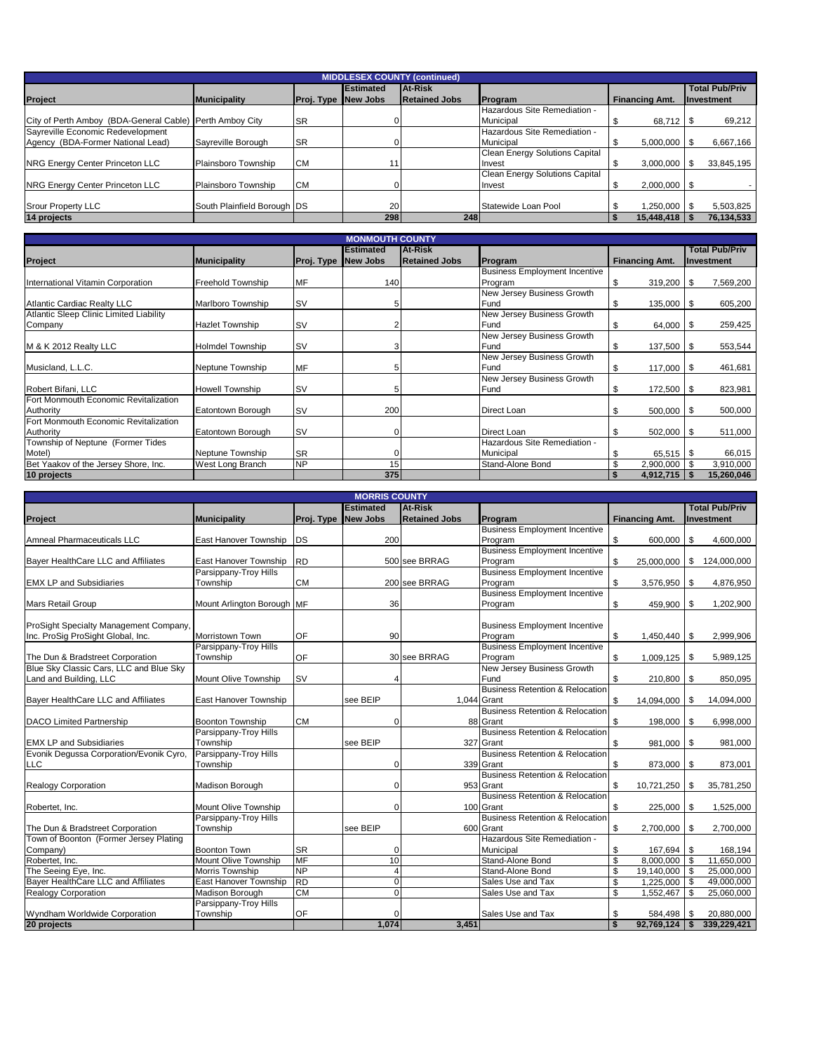## MIDDLESEX COUNTY (continued)

| Project | Municipality | Proj. Type | Estimated New Jobs | At-Risk Retained Jobs | Program | Financing Amt. | Total Pub/Priv Investment |
|---|---|---|---|---|---|---|---|
| City of Perth Amboy (BDA-General Cable) | Perth Amboy City | SR | 0 | | Hazardous Site Remediation - Municipal | $ 68,712 | $ 69,212 |
| Sayreville Economic Redevelopment Agency (BDA-Former National Lead) | Sayreville Borough | SR | 0 | | Hazardous Site Remediation - Municipal | $ 5,000,000 | $ 6,667,166 |
| NRG Energy Center Princeton LLC | Plainsboro Township | CM | 11 | | Clean Energy Solutions Capital Invest | $ 3,000,000 | $ 33,845,195 |
| NRG Energy Center Princeton LLC | Plainsboro Township | CM | 0 | | Clean Energy Solutions Capital Invest | $ 2,000,000 | $ - |
| Srour Property LLC | South Plainfield Borough | DS | 20 | | Statewide Loan Pool | $ 1,250,000 | $ 5,503,825 |
| **14 projects** | | | **298** | **248** | | **$ 15,448,418** | **$ 76,134,533** |

## MONMOUTH COUNTY

| Project | Municipality | Proj. Type | Estimated New Jobs | At-Risk Retained Jobs | Program | Financing Amt. | Total Pub/Priv Investment |
|---|---|---|---|---|---|---|---|
| International Vitamin Corporation | Freehold Township | MF | 140 | | Business Employment Incentive Program | $ 319,200 | $ 7,569,200 |
| Atlantic Cardiac Realty LLC | Marlboro Township | SV | 5 | | New Jersey Business Growth Fund | $ 135,000 | $ 605,200 |
| Atlantic Sleep Clinic Limited Liability Company | Hazlet Township | SV | 2 | | New Jersey Business Growth Fund | $ 64,000 | $ 259,425 |
| M & K 2012 Realty LLC | Holmdel Township | SV | 3 | | New Jersey Business Growth Fund | $ 137,500 | $ 553,544 |
| Musicland, L.L.C. | Neptune Township | MF | 5 | | New Jersey Business Growth Fund | $ 117,000 | $ 461,681 |
| Robert Bifani, LLC | Howell Township | SV | 5 | | New Jersey Business Growth Fund | $ 172,500 | $ 823,981 |
| Fort Monmouth Economic Revitalization Authority | Eatontown Borough | SV | 200 | | Direct Loan | $ 500,000 | $ 500,000 |
| Fort Monmouth Economic Revitalization Authority | Eatontown Borough | SV | 0 | | Direct Loan | $ 502,000 | $ 511,000 |
| Township of Neptune (Former Tides Motel) | Neptune Township | SR | 0 | | Hazardous Site Remediation - Municipal | $ 65,515 | $ 66,015 |
| Bet Yaakov of the Jersey Shore, Inc. | West Long Branch | NP | 15 | | Stand-Alone Bond | $ 2,900,000 | $ 3,910,000 |
| **10 projects** | | | **375** | | | **$ 4,912,715** | **$ 15,260,046** |

## MORRIS COUNTY

| Project | Municipality | Proj. Type | Estimated New Jobs | At-Risk Retained Jobs | Program | Financing Amt. | Total Pub/Priv Investment |
|---|---|---|---|---|---|---|---|
| Amneal Pharmaceuticals LLC | East Hanover Township | DS | 200 | | Business Employment Incentive Program | $ 600,000 | $ 4,600,000 |
| Bayer HealthCare LLC and Affiliates | East Hanover Township | RD | 500 | see BRRAG | Business Employment Incentive Program | $ 25,000,000 | $ 124,000,000 |
| EMX LP and Subsidiaries | Parsippany-Troy Hills Township | CM | 200 | see BRRAG | Business Employment Incentive Program | $ 3,576,950 | $ 4,876,950 |
| Mars Retail Group | Mount Arlington Borough | MF | 36 | | Business Employment Incentive Program | $ 459,900 | $ 1,202,900 |
| ProSight Specialty Management Company, Inc. ProSig ProSight Global, Inc. | Morristown Town | OF | 90 | | Business Employment Incentive Program | $ 1,450,440 | $ 2,999,906 |
| The Dun & Bradstreet Corporation | Parsippany-Troy Hills Township | OF | 30 | see BRRAG | Business Employment Incentive Program | $ 1,009,125 | $ 5,989,125 |
| Blue Sky Classic Cars, LLC and Blue Sky Land and Building, LLC | Mount Olive Township | SV | 4 | | New Jersey Business Growth Fund | $ 210,800 | $ 850,095 |
| Bayer HealthCare LLC and Affiliates | East Hanover Township | | see BEIP | 1,044 | Business Retention & Relocation Grant | $ 14,094,000 | $ 14,094,000 |
| DACO Limited Partnership | Boonton Township | CM | 0 | 88 | Business Retention & Relocation Grant | $ 198,000 | $ 6,998,000 |
| EMX LP and Subsidiaries | Parsippany-Troy Hills Township | | see BEIP | 327 | Business Retention & Relocation Grant | $ 981,000 | $ 981,000 |
| Evonik Degussa Corporation/Evonik Cyro, LLC | Parsippany-Troy Hills Township | | 0 | 339 | Business Retention & Relocation Grant | $ 873,000 | $ 873,001 |
| Realogy Corporation | Madison Borough | | 0 | 953 | Business Retention & Relocation Grant | $ 10,721,250 | $ 35,781,250 |
| Robertet, Inc. | Mount Olive Township | | 0 | 100 | Business Retention & Relocation Grant | $ 225,000 | $ 1,525,000 |
| The Dun & Bradstreet Corporation | Parsippany-Troy Hills Township | | see BEIP | 600 | Business Retention & Relocation Grant | $ 2,700,000 | $ 2,700,000 |
| Town of Boonton (Former Jersey Plating Company) | Boonton Town | SR | 0 | | Hazardous Site Remediation - Municipal | $ 167,694 | $ 168,194 |
| Robertet, Inc. | Mount Olive Township | MF | 10 | | Stand-Alone Bond | $ 8,000,000 | $ 11,650,000 |
| The Seeing Eye, Inc. | Morris Township | NP | 4 | | Stand-Alone Bond | $ 19,140,000 | $ 25,000,000 |
| Bayer HealthCare LLC and Affiliates | East Hanover Township | RD | 0 | | Sales Use and Tax | $ 1,225,000 | $ 49,000,000 |
| Realogy Corporation | Madison Borough | CM | 0 | | Sales Use and Tax | $ 1,552,467 | $ 25,060,000 |
| Wyndham Worldwide Corporation | Parsippany-Troy Hills Township | OF | 0 | | Sales Use and Tax | $ 584,498 | $ 20,880,000 |
| **20 projects** | | | **1,074** | **3,451** | | **$ 92,769,124** | **$ 339,229,421** |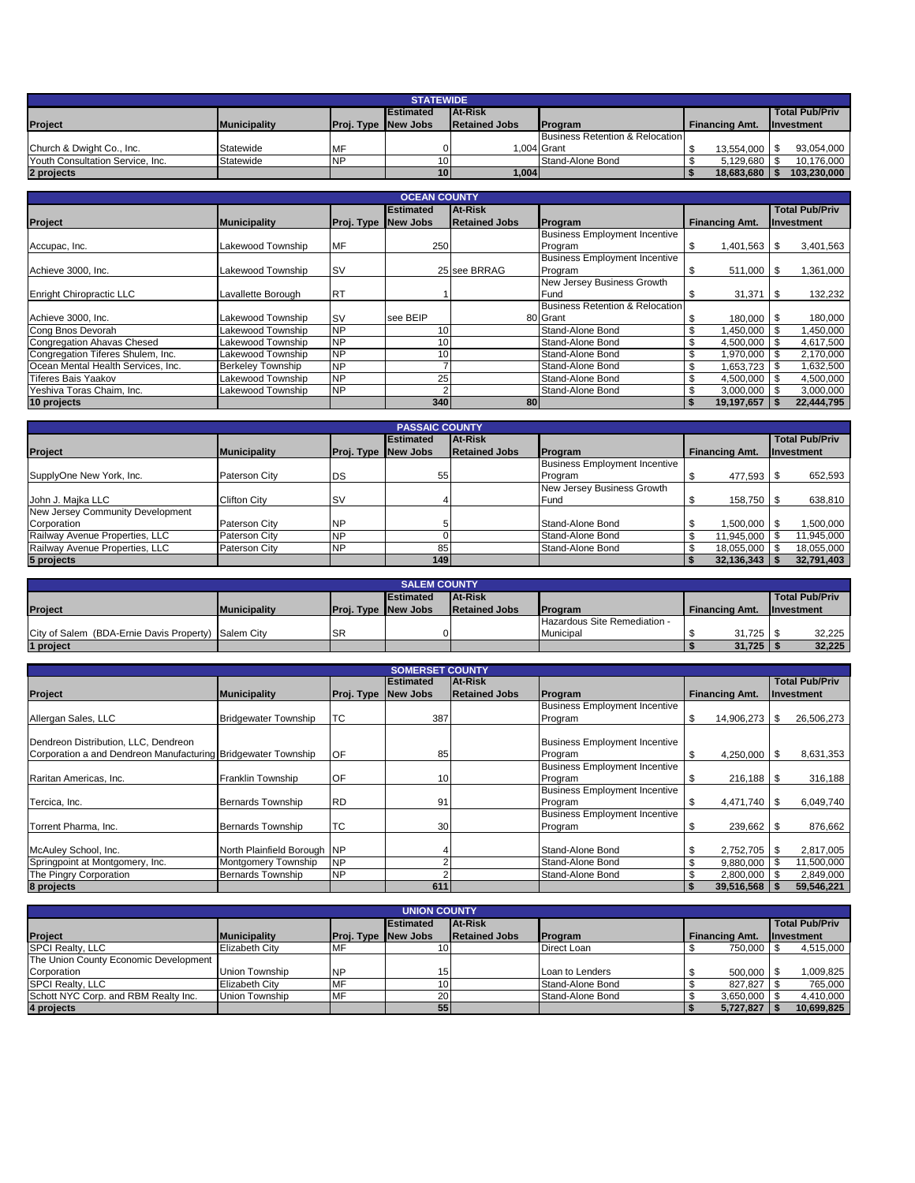## STATEWIDE

| Project | Municipality | Proj. Type | Estimated New Jobs | At-Risk Retained Jobs | Program | Financing Amt. | Total Pub/Priv Investment |
|---|---|---|---|---|---|---|---|
| Church & Dwight Co., Inc. | Statewide | MF | 0 | 1,004 | Business Retention & Relocation Grant | $ 13,554,000 | $ 93,054,000 |
| Youth Consultation Service, Inc. | Statewide | NP | 10 | | Stand-Alone Bond | $ 5,129,680 | $ 10,176,000 |
| **2 projects** | | | **10** | **1,004** | | **$ 18,683,680** | **$ 103,230,000** |

## OCEAN COUNTY

| Project | Municipality | Proj. Type | Estimated New Jobs | At-Risk Retained Jobs | Program | Financing Amt. | Total Pub/Priv Investment |
|---|---|---|---|---|---|---|---|
| Accupac, Inc. | Lakewood Township | MF | 250 | | Business Employment Incentive Program | $ 1,401,563 | $ 3,401,563 |
| Achieve 3000, Inc. | Lakewood Township | SV | 25 | see BRRAG | Business Employment Incentive Program | $ 511,000 | $ 1,361,000 |
| Enright Chiropractic LLC | Lavallette Borough | RT | 1 | | New Jersey Business Growth Fund | $ 31,371 | $ 132,232 |
| Achieve 3000, Inc. | Lakewood Township | SV | see BEIP | 80 | Business Retention & Relocation Grant | $ 180,000 | $ 180,000 |
| Cong Bnos Devorah | Lakewood Township | NP | 10 | | Stand-Alone Bond | $ 1,450,000 | $ 1,450,000 |
| Congregation Ahavas Chesed | Lakewood Township | NP | 10 | | Stand-Alone Bond | $ 4,500,000 | $ 4,617,500 |
| Congregation Tiferes Shulem, Inc. | Lakewood Township | NP | 10 | | Stand-Alone Bond | $ 1,970,000 | $ 2,170,000 |
| Ocean Mental Health Services, Inc. | Berkeley Township | NP | 7 | | Stand-Alone Bond | $ 1,653,723 | $ 1,632,500 |
| Tiferes Bais Yaakov | Lakewood Township | NP | 25 | | Stand-Alone Bond | $ 4,500,000 | $ 4,500,000 |
| Yeshiva Toras Chaim, Inc. | Lakewood Township | NP | 2 | | Stand-Alone Bond | $ 3,000,000 | $ 3,000,000 |
| **10 projects** | | | **340** | **80** | | **$ 19,197,657** | **$ 22,444,795** |

## PASSAIC COUNTY

| Project | Municipality | Proj. Type | Estimated New Jobs | At-Risk Retained Jobs | Program | Financing Amt. | Total Pub/Priv Investment |
|---|---|---|---|---|---|---|---|
| SupplyOne New York, Inc. | Paterson City | DS | 55 | | Business Employment Incentive Program | $ 477,593 | $ 652,593 |
| John J. Majka LLC | Clifton City | SV | 4 | | New Jersey Business Growth Fund | $ 158,750 | $ 638,810 |
| New Jersey Community Development Corporation | Paterson City | NP | 5 | | Stand-Alone Bond | $ 1,500,000 | $ 1,500,000 |
| Railway Avenue Properties, LLC | Paterson City | NP | 0 | | Stand-Alone Bond | $ 11,945,000 | $ 11,945,000 |
| Railway Avenue Properties, LLC | Paterson City | NP | 85 | | Stand-Alone Bond | $ 18,055,000 | $ 18,055,000 |
| **5 projects** | | | **149** | | | **$ 32,136,343** | **$ 32,791,403** |

## SALEM COUNTY

| Project | Municipality | Proj. Type | Estimated New Jobs | At-Risk Retained Jobs | Program | Financing Amt. | Total Pub/Priv Investment |
|---|---|---|---|---|---|---|---|
| City of Salem (BDA-Ernie Davis Property) | Salem City | SR | 0 | | Hazardous Site Remediation - Municipal | $ 31,725 | $ 32,225 |
| **1 project** | | | | | | **$ 31,725** | **$ 32,225** |

## SOMERSET COUNTY

| Project | Municipality | Proj. Type | Estimated New Jobs | At-Risk Retained Jobs | Program | Financing Amt. | Total Pub/Priv Investment |
|---|---|---|---|---|---|---|---|
| Allergan Sales, LLC | Bridgewater Township | TC | 387 | | Business Employment Incentive Program | $ 14,906,273 | $ 26,506,273 |
| Dendreon Distribution, LLC, Dendreon Corporation a and Dendreon Manufacturing | Bridgewater Township | OF | 85 | | Business Employment Incentive Program | $ 4,250,000 | $ 8,631,353 |
| Raritan Americas, Inc. | Franklin Township | OF | 10 | | Business Employment Incentive Program | $ 216,188 | $ 316,188 |
| Tercica, Inc. | Bernards Township | RD | 91 | | Business Employment Incentive Program | $ 4,471,740 | $ 6,049,740 |
| Torrent Pharma, Inc. | Bernards Township | TC | 30 | | Business Employment Incentive Program | $ 239,662 | $ 876,662 |
| McAuley School, Inc. | North Plainfield Borough | NP | 4 | | Stand-Alone Bond | $ 2,752,705 | $ 2,817,005 |
| Springpoint at Montgomery, Inc. | Montgomery Township | NP | 2 | | Stand-Alone Bond | $ 9,880,000 | $ 11,500,000 |
| The Pingry Corporation | Bernards Township | NP | 2 | | Stand-Alone Bond | $ 2,800,000 | $ 2,849,000 |
| **8 projects** | | | **611** | | | **$ 39,516,568** | **$ 59,546,221** |

## UNION COUNTY

| Project | Municipality | Proj. Type | Estimated New Jobs | At-Risk Retained Jobs | Program | Financing Amt. | Total Pub/Priv Investment |
|---|---|---|---|---|---|---|---|
| SPCI Realty, LLC | Elizabeth City | MF | 10 | | Direct Loan | $ 750,000 | $ 4,515,000 |
| The Union County Economic Development Corporation | Union Township | NP | 15 | | Loan to Lenders | $ 500,000 | $ 1,009,825 |
| SPCI Realty, LLC | Elizabeth City | MF | 10 | | Stand-Alone Bond | $ 827,827 | $ 765,000 |
| Schott NYC Corp. and RBM Realty Inc. | Union Township | MF | 20 | | Stand-Alone Bond | $ 3,650,000 | $ 4,410,000 |
| **4 projects** | | | **55** | | | **$ 5,727,827** | **$ 10,699,825** |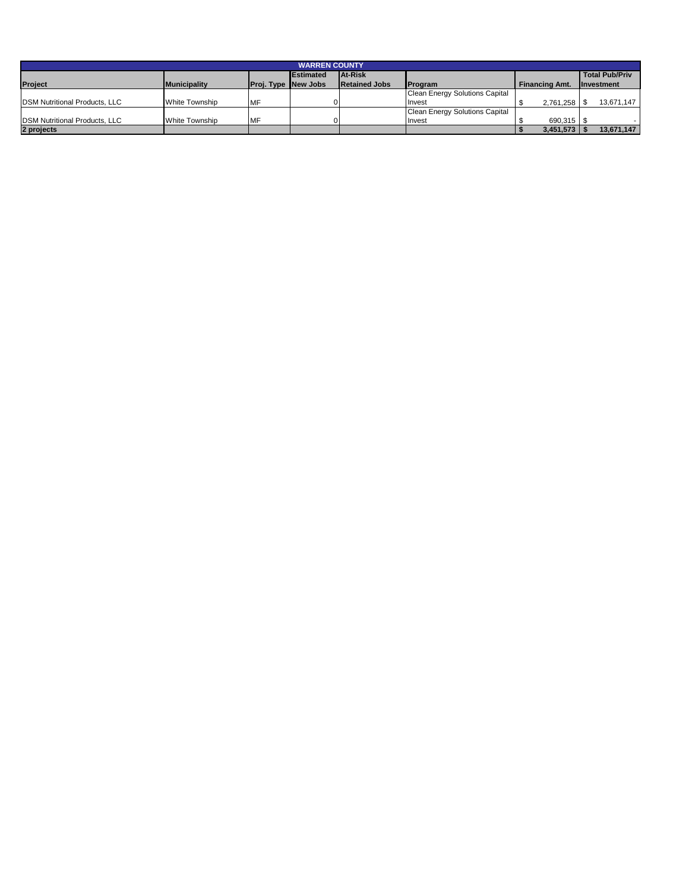| WARREN COUNTY | | | | | | | |
|---|---|---|---|---|---|---|---|
| **Project** | **Municipality** | **Proj. Type** | **Estimated New Jobs** | **At-Risk Retained Jobs** | **Program** | **Financing Amt.** | **Total Pub/Priv Investment** |
| DSM Nutritional Products, LLC | White Township | MF | 0 | | Clean Energy Solutions Capital Invest | $ 2,761,258 | $ 13,671,147 |
| DSM Nutritional Products, LLC | White Township | MF | 0 | | Clean Energy Solutions Capital Invest | $ 690,315 | $ - |
| **2 projects** | | | | | | **$ 3,451,573** | **$ 13,671,147** |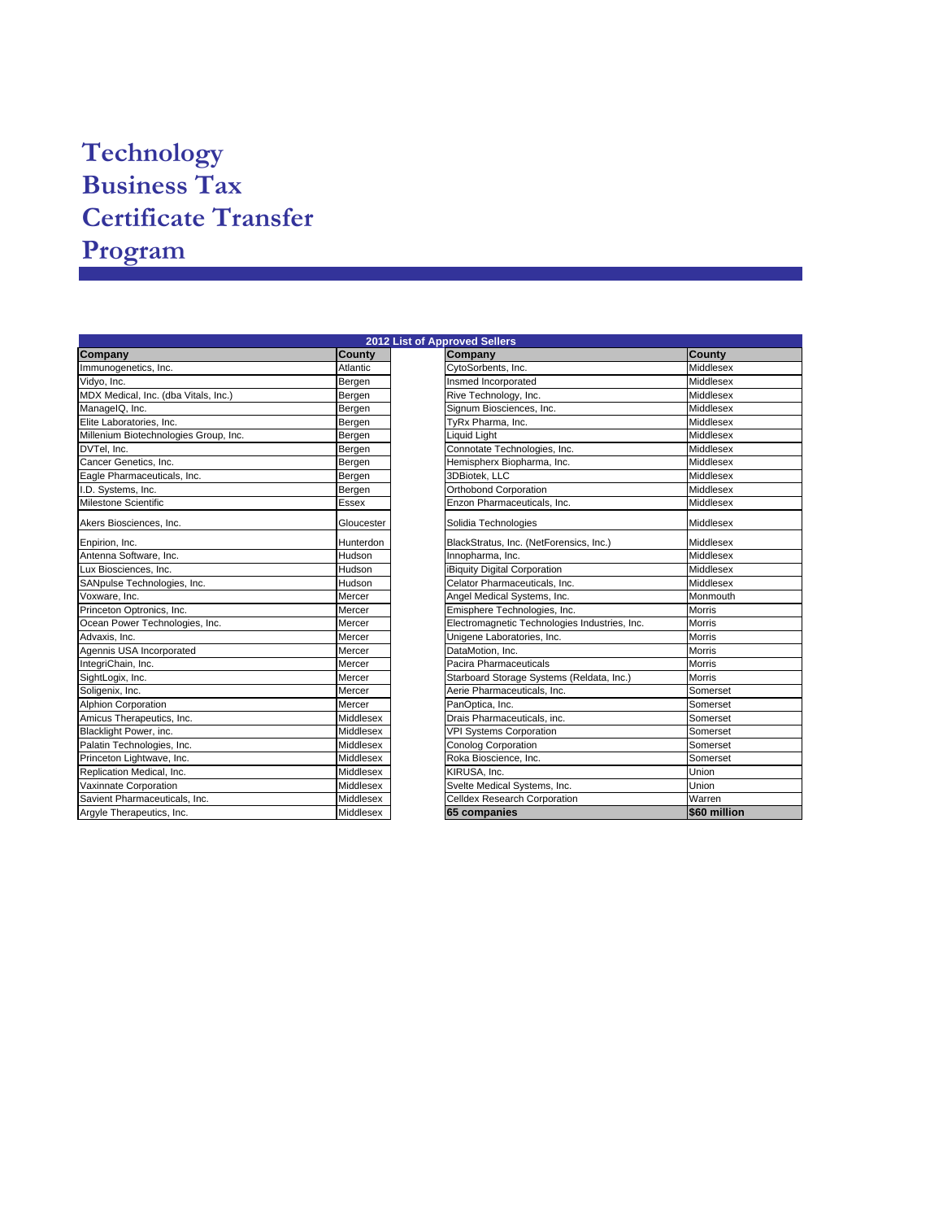# Technology Business Tax Certificate Transfer Program

| 2012 List of Approved Sellers | | | |
|---|---|---|---|
| **Company** | **County** | **Company** | **County** |
| Immunogenetics, Inc. | Atlantic | CytoSorbents, Inc. | Middlesex |
| Vidyo, Inc. | Bergen | Insmed Incorporated | Middlesex |
| MDX Medical, Inc. (dba Vitals, Inc.) | Bergen | Rive Technology, Inc. | Middlesex |
| ManageIQ, Inc. | Bergen | Signum Biosciences, Inc. | Middlesex |
| Elite Laboratories, Inc. | Bergen | TyRx Pharma, Inc. | Middlesex |
| Millenium Biotechnologies Group, Inc. | Bergen | Liquid Light | Middlesex |
| DVTel, Inc. | Bergen | Connotate Technologies, Inc. | Middlesex |
| Cancer Genetics, Inc. | Bergen | Hemispherx Biopharma, Inc. | Middlesex |
| Eagle Pharmaceuticals, Inc. | Bergen | 3DBiotek, LLC | Middlesex |
| I.D. Systems, Inc. | Bergen | Orthobond Corporation | Middlesex |
| Milestone Scientific | Essex | Enzon Pharmaceuticals, Inc. | Middlesex |
| Akers Biosciences, Inc. | Gloucester | Solidia Technologies | Middlesex |
| Enpirion, Inc. | Hunterdon | BlackStratus, Inc. (NetForensics, Inc.) | Middlesex |
| Antenna Software, Inc. | Hudson | Innopharma, Inc. | Middlesex |
| Lux Biosciences, Inc. | Hudson | iBiquity Digital Corporation | Middlesex |
| SANpulse Technologies, Inc. | Hudson | Celator Pharmaceuticals, Inc. | Middlesex |
| Voxware, Inc. | Mercer | Angel Medical Systems, Inc. | Monmouth |
| Princeton Optronics, Inc. | Mercer | Emisphere Technologies, Inc. | Morris |
| Ocean Power Technologies, Inc. | Mercer | Electromagnetic Technologies Industries, Inc. | Morris |
| Advaxis, Inc. | Mercer | Unigene Laboratories, Inc. | Morris |
| Agennis USA Incorporated | Mercer | DataMotion, Inc. | Morris |
| IntegriChain, Inc. | Mercer | Pacira Pharmaceuticals | Morris |
| SightLogix, Inc. | Mercer | Starboard Storage Systems (Reldata, Inc.) | Morris |
| Soligenix, Inc. | Mercer | Aerie Pharmaceuticals, Inc. | Somerset |
| Alphion Corporation | Mercer | PanOptica, Inc. | Somerset |
| Amicus Therapeutics, Inc. | Middlesex | Drais Pharmaceuticals, inc. | Somerset |
| Blacklight Power, inc. | Middlesex | VPI Systems Corporation | Somerset |
| Palatin Technologies, Inc. | Middlesex | Conolog Corporation | Somerset |
| Princeton Lightwave, Inc. | Middlesex | Roka Bioscience, Inc. | Somerset |
| Replication Medical, Inc. | Middlesex | KIRUSA, Inc. | Union |
| Vaxinnate Corporation | Middlesex | Svelte Medical Systems, Inc. | Union |
| Savient Pharmaceuticals, Inc. | Middlesex | Celldex Research Corporation | Warren |
| Argyle Therapeutics, Inc. | Middlesex | **65 companies** | **$60 million** |